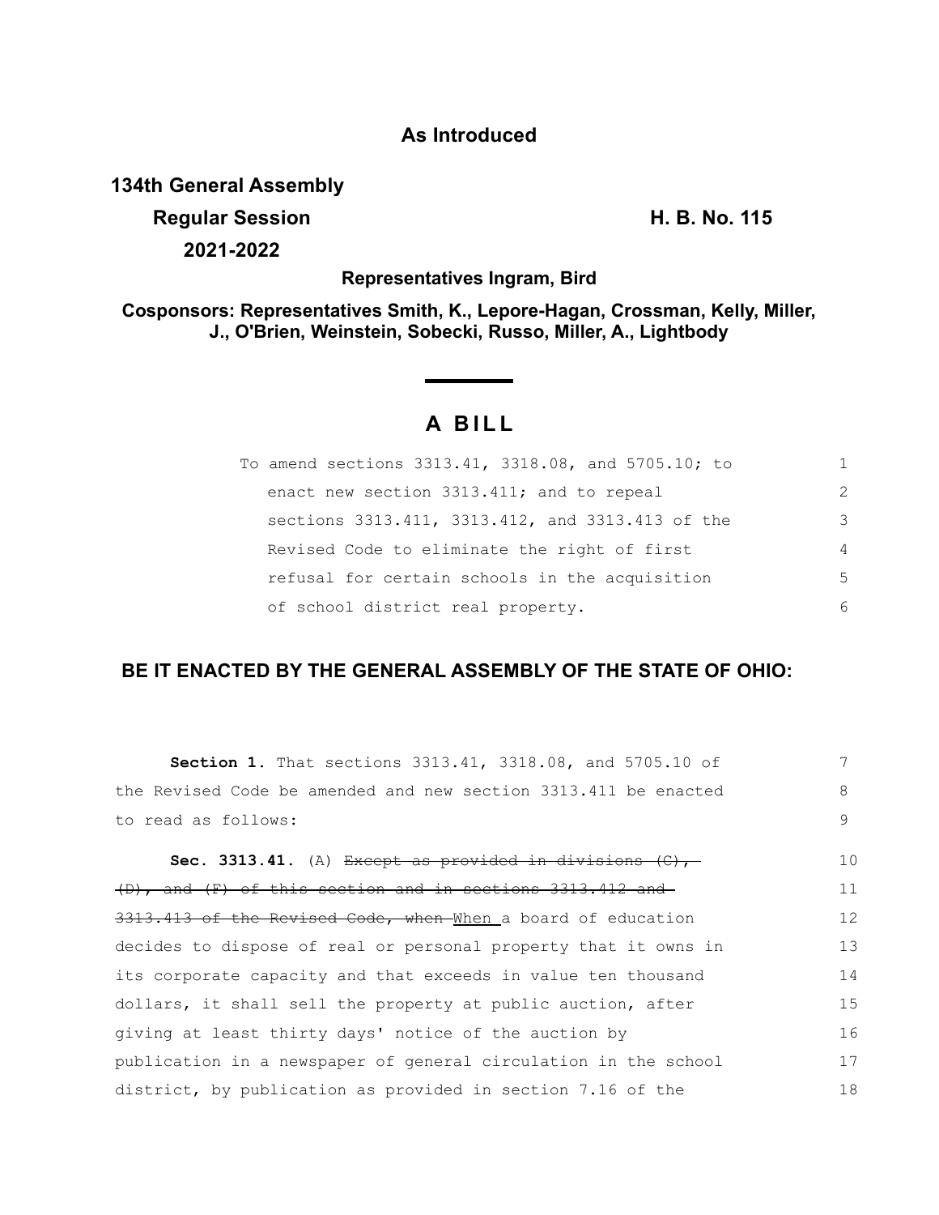**As Introduced**

**134th General Assembly**

**Regular Session** **H. B. No. 115**

**2021-2022**

**Representatives Ingram, Bird**

**Cosponsors: Representatives Smith, K., Lepore-Hagan, Crossman, Kelly, Miller, J., O'Brien, Weinstein, Sobecki, Russo, Miller, A., Lightbody**

# A BILL

To amend sections 3313.41, 3318.08, and 5705.10; to enact new section 3313.411; and to repeal sections 3313.411, 3313.412, and 3313.413 of the Revised Code to eliminate the right of first refusal for certain schools in the acquisition of school district real property.

**BE IT ENACTED BY THE GENERAL ASSEMBLY OF THE STATE OF OHIO:**

**Section 1.** That sections 3313.41, 3318.08, and 5705.10 of the Revised Code be amended and new section 3313.411 be enacted to read as follows:

**Sec. 3313.41.** (A) ~~Except as provided in divisions (C), (D), and (F) of this section and in sections 3313.412 and 3313.413 of the Revised Code, when~~ When a board of education decides to dispose of real or personal property that it owns in its corporate capacity and that exceeds in value ten thousand dollars, it shall sell the property at public auction, after giving at least thirty days' notice of the auction by publication in a newspaper of general circulation in the school district, by publication as provided in section 7.16 of the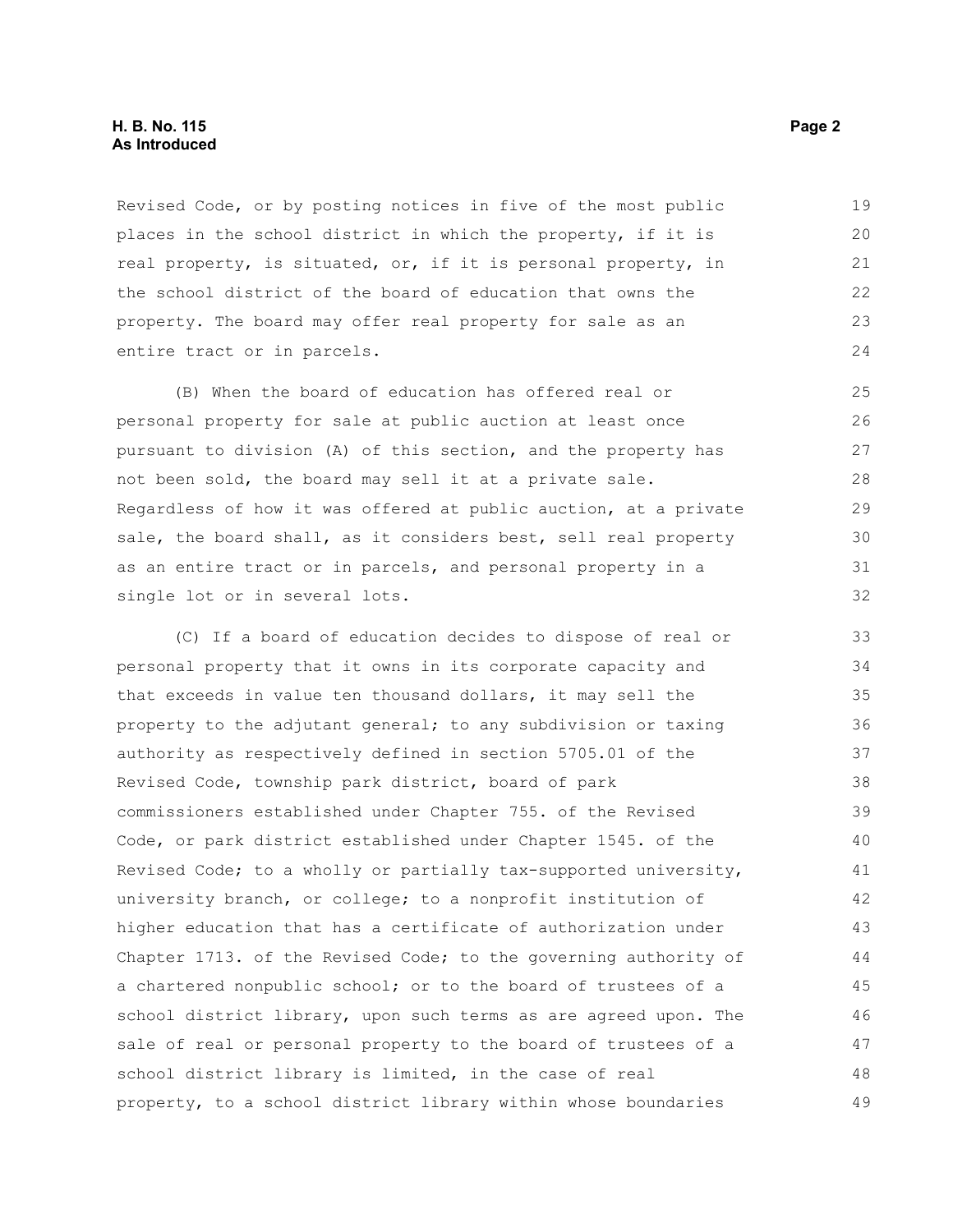Revised Code, or by posting notices in five of the most public places in the school district in which the property, if it is real property, is situated, or, if it is personal property, in the school district of the board of education that owns the property. The board may offer real property for sale as an entire tract or in parcels.

(B) When the board of education has offered real or personal property for sale at public auction at least once pursuant to division (A) of this section, and the property has not been sold, the board may sell it at a private sale. Regardless of how it was offered at public auction, at a private sale, the board shall, as it considers best, sell real property as an entire tract or in parcels, and personal property in a single lot or in several lots.

(C) If a board of education decides to dispose of real or personal property that it owns in its corporate capacity and that exceeds in value ten thousand dollars, it may sell the property to the adjutant general; to any subdivision or taxing authority as respectively defined in section 5705.01 of the Revised Code, township park district, board of park commissioners established under Chapter 755. of the Revised Code, or park district established under Chapter 1545. of the Revised Code; to a wholly or partially tax-supported university, university branch, or college; to a nonprofit institution of higher education that has a certificate of authorization under Chapter 1713. of the Revised Code; to the governing authority of a chartered nonpublic school; or to the board of trustees of a school district library, upon such terms as are agreed upon. The sale of real or personal property to the board of trustees of a school district library is limited, in the case of real property, to a school district library within whose boundaries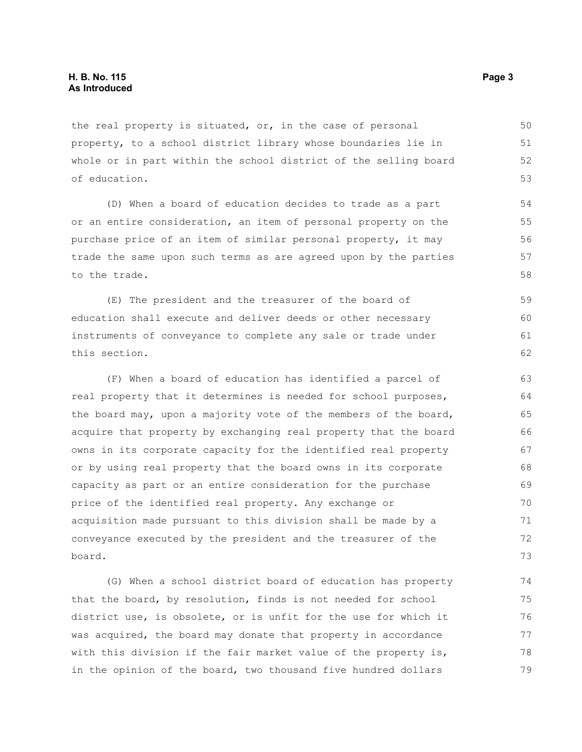the real property is situated, or, in the case of personal property, to a school district library whose boundaries lie in whole or in part within the school district of the selling board of education.

(D) When a board of education decides to trade as a part or an entire consideration, an item of personal property on the purchase price of an item of similar personal property, it may trade the same upon such terms as are agreed upon by the parties to the trade.

(E) The president and the treasurer of the board of education shall execute and deliver deeds or other necessary instruments of conveyance to complete any sale or trade under this section.

(F) When a board of education has identified a parcel of real property that it determines is needed for school purposes, the board may, upon a majority vote of the members of the board, acquire that property by exchanging real property that the board owns in its corporate capacity for the identified real property or by using real property that the board owns in its corporate capacity as part or an entire consideration for the purchase price of the identified real property. Any exchange or acquisition made pursuant to this division shall be made by a conveyance executed by the president and the treasurer of the board.

(G) When a school district board of education has property that the board, by resolution, finds is not needed for school district use, is obsolete, or is unfit for the use for which it was acquired, the board may donate that property in accordance with this division if the fair market value of the property is, in the opinion of the board, two thousand five hundred dollars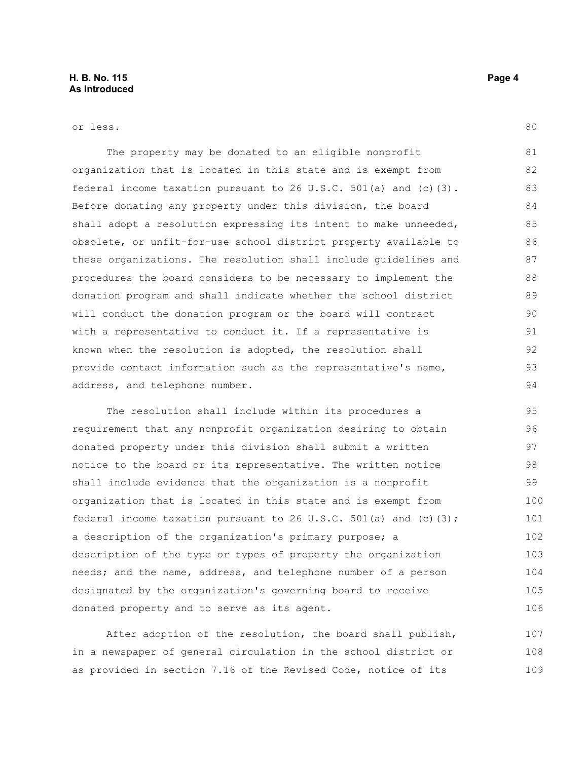or less.

The property may be donated to an eligible nonprofit organization that is located in this state and is exempt from federal income taxation pursuant to 26 U.S.C. 501(a) and (c)(3). Before donating any property under this division, the board shall adopt a resolution expressing its intent to make unneeded, obsolete, or unfit-for-use school district property available to these organizations. The resolution shall include guidelines and procedures the board considers to be necessary to implement the donation program and shall indicate whether the school district will conduct the donation program or the board will contract with a representative to conduct it. If a representative is known when the resolution is adopted, the resolution shall provide contact information such as the representative's name, address, and telephone number.

The resolution shall include within its procedures a requirement that any nonprofit organization desiring to obtain donated property under this division shall submit a written notice to the board or its representative. The written notice shall include evidence that the organization is a nonprofit organization that is located in this state and is exempt from federal income taxation pursuant to 26 U.S.C. 501(a) and (c)(3); a description of the organization's primary purpose; a description of the type or types of property the organization needs; and the name, address, and telephone number of a person designated by the organization's governing board to receive donated property and to serve as its agent.

After adoption of the resolution, the board shall publish, in a newspaper of general circulation in the school district or as provided in section 7.16 of the Revised Code, notice of its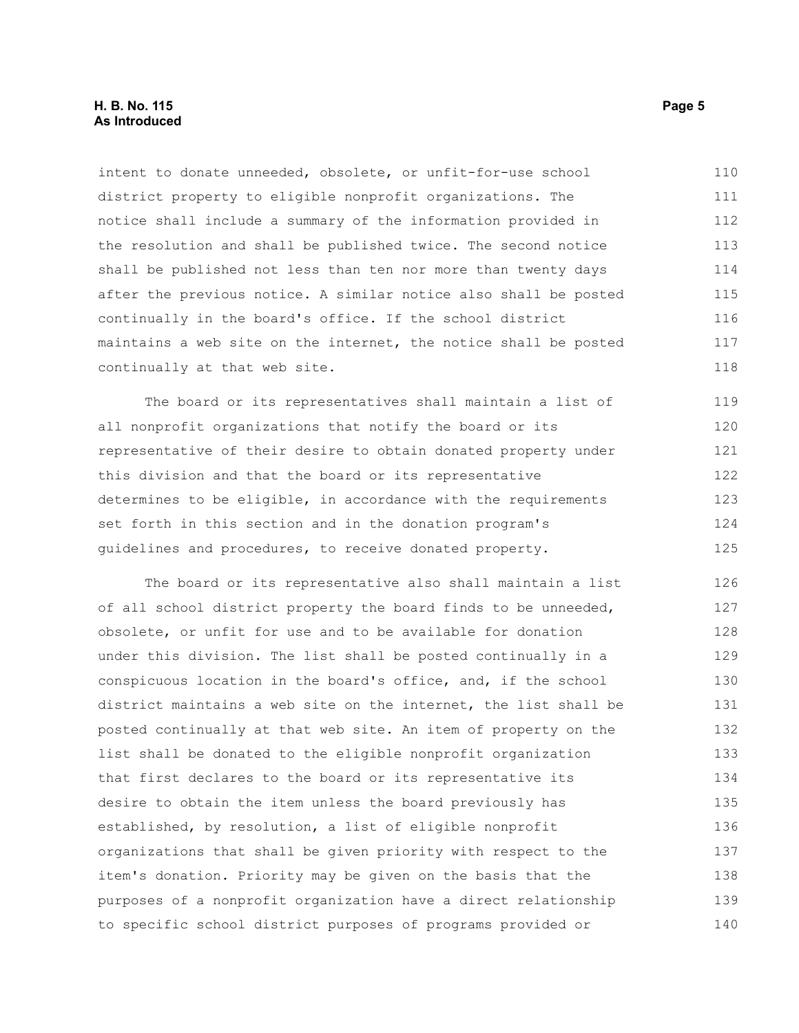intent to donate unneeded, obsolete, or unfit-for-use school district property to eligible nonprofit organizations. The notice shall include a summary of the information provided in the resolution and shall be published twice. The second notice shall be published not less than ten nor more than twenty days after the previous notice. A similar notice also shall be posted continually in the board's office. If the school district maintains a web site on the internet, the notice shall be posted continually at that web site.

The board or its representatives shall maintain a list of all nonprofit organizations that notify the board or its representative of their desire to obtain donated property under this division and that the board or its representative determines to be eligible, in accordance with the requirements set forth in this section and in the donation program's guidelines and procedures, to receive donated property.

The board or its representative also shall maintain a list of all school district property the board finds to be unneeded, obsolete, or unfit for use and to be available for donation under this division. The list shall be posted continually in a conspicuous location in the board's office, and, if the school district maintains a web site on the internet, the list shall be posted continually at that web site. An item of property on the list shall be donated to the eligible nonprofit organization that first declares to the board or its representative its desire to obtain the item unless the board previously has established, by resolution, a list of eligible nonprofit organizations that shall be given priority with respect to the item's donation. Priority may be given on the basis that the purposes of a nonprofit organization have a direct relationship to specific school district purposes of programs provided or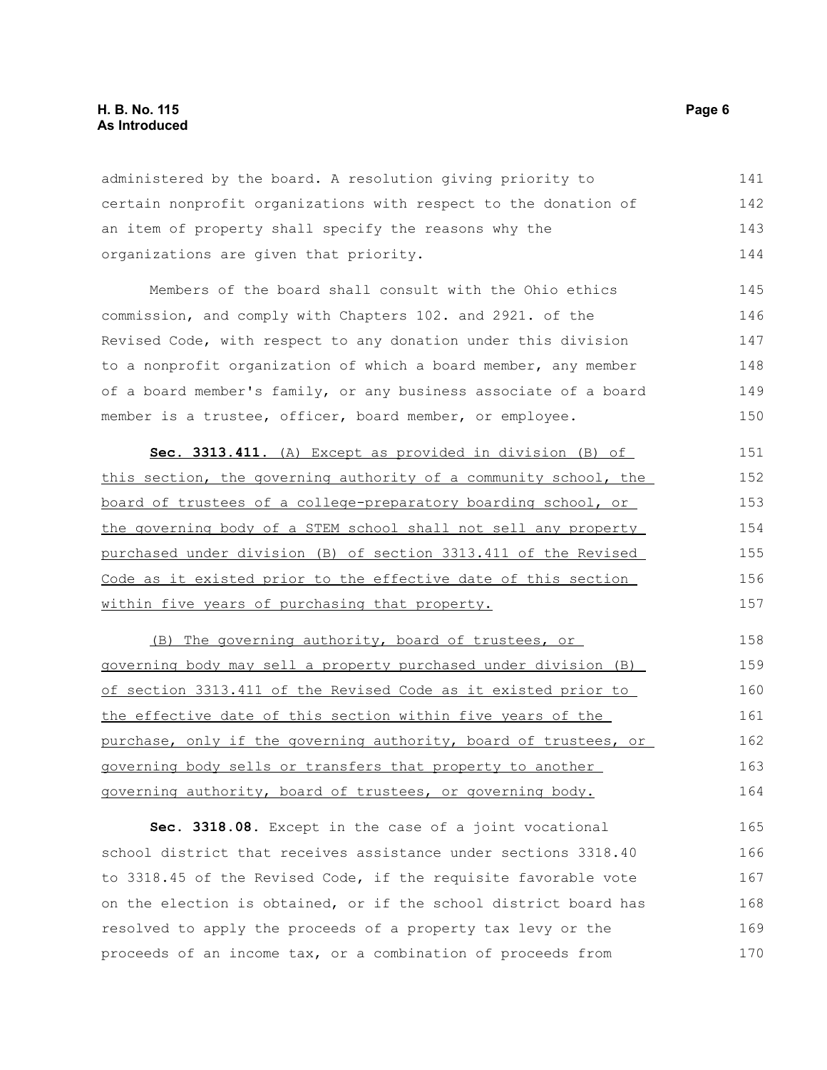administered by the board. A resolution giving priority to certain nonprofit organizations with respect to the donation of an item of property shall specify the reasons why the organizations are given that priority.

Members of the board shall consult with the Ohio ethics commission, and comply with Chapters 102. and 2921. of the Revised Code, with respect to any donation under this division to a nonprofit organization of which a board member, any member of a board member's family, or any business associate of a board member is a trustee, officer, board member, or employee.

**Sec. 3313.411.** (A) Except as provided in division (B) of this section, the governing authority of a community school, the board of trustees of a college-preparatory boarding school, or the governing body of a STEM school shall not sell any property purchased under division (B) of section 3313.411 of the Revised Code as it existed prior to the effective date of this section within five years of purchasing that property.

(B) The governing authority, board of trustees, or governing body may sell a property purchased under division (B) of section 3313.411 of the Revised Code as it existed prior to the effective date of this section within five years of the purchase, only if the governing authority, board of trustees, or governing body sells or transfers that property to another governing authority, board of trustees, or governing body.

**Sec. 3318.08.** Except in the case of a joint vocational school district that receives assistance under sections 3318.40 to 3318.45 of the Revised Code, if the requisite favorable vote on the election is obtained, or if the school district board has resolved to apply the proceeds of a property tax levy or the proceeds of an income tax, or a combination of proceeds from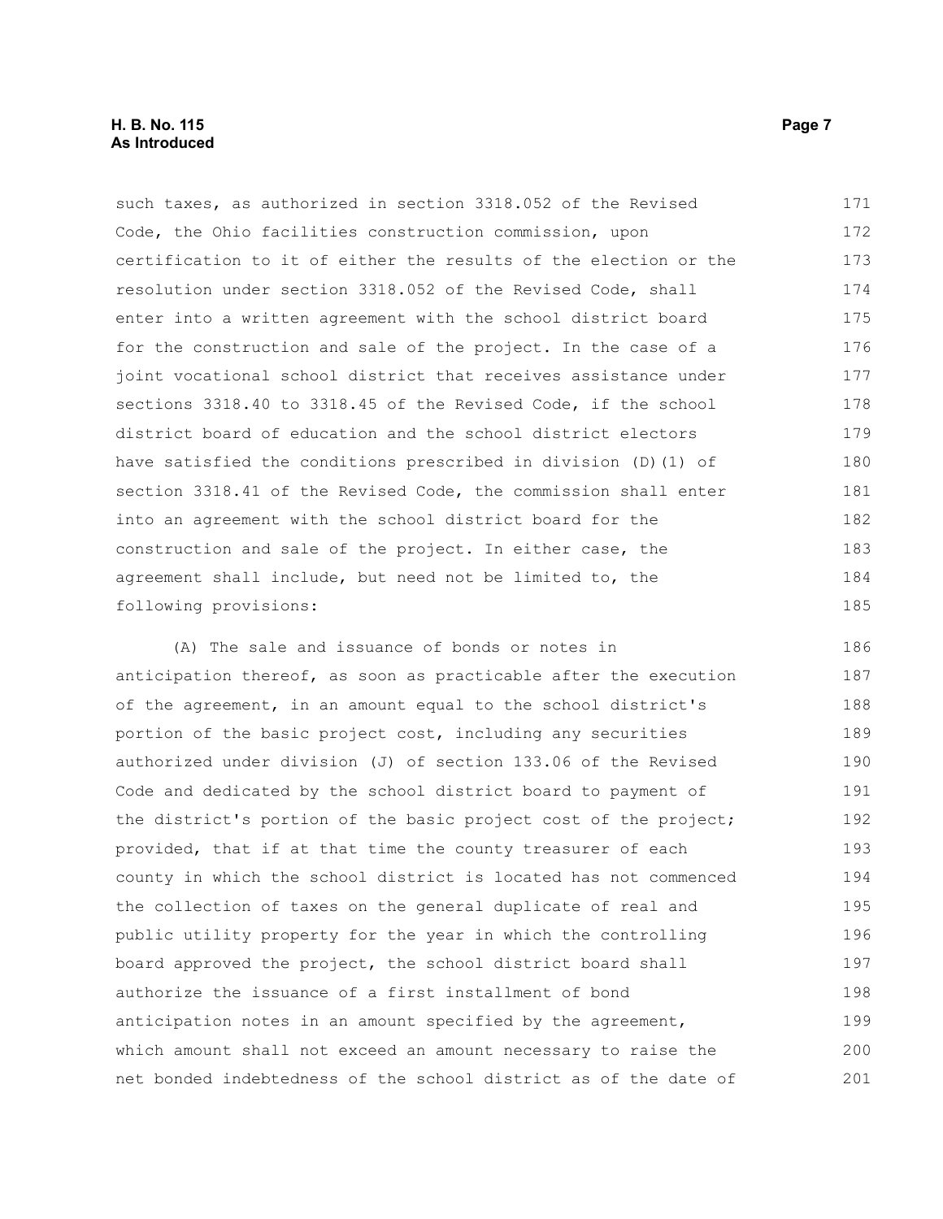such taxes, as authorized in section 3318.052 of the Revised Code, the Ohio facilities construction commission, upon certification to it of either the results of the election or the resolution under section 3318.052 of the Revised Code, shall enter into a written agreement with the school district board for the construction and sale of the project. In the case of a joint vocational school district that receives assistance under sections 3318.40 to 3318.45 of the Revised Code, if the school district board of education and the school district electors have satisfied the conditions prescribed in division (D)(1) of section 3318.41 of the Revised Code, the commission shall enter into an agreement with the school district board for the construction and sale of the project. In either case, the agreement shall include, but need not be limited to, the following provisions:

(A) The sale and issuance of bonds or notes in anticipation thereof, as soon as practicable after the execution of the agreement, in an amount equal to the school district's portion of the basic project cost, including any securities authorized under division (J) of section 133.06 of the Revised Code and dedicated by the school district board to payment of the district's portion of the basic project cost of the project; provided, that if at that time the county treasurer of each county in which the school district is located has not commenced the collection of taxes on the general duplicate of real and public utility property for the year in which the controlling board approved the project, the school district board shall authorize the issuance of a first installment of bond anticipation notes in an amount specified by the agreement, which amount shall not exceed an amount necessary to raise the net bonded indebtedness of the school district as of the date of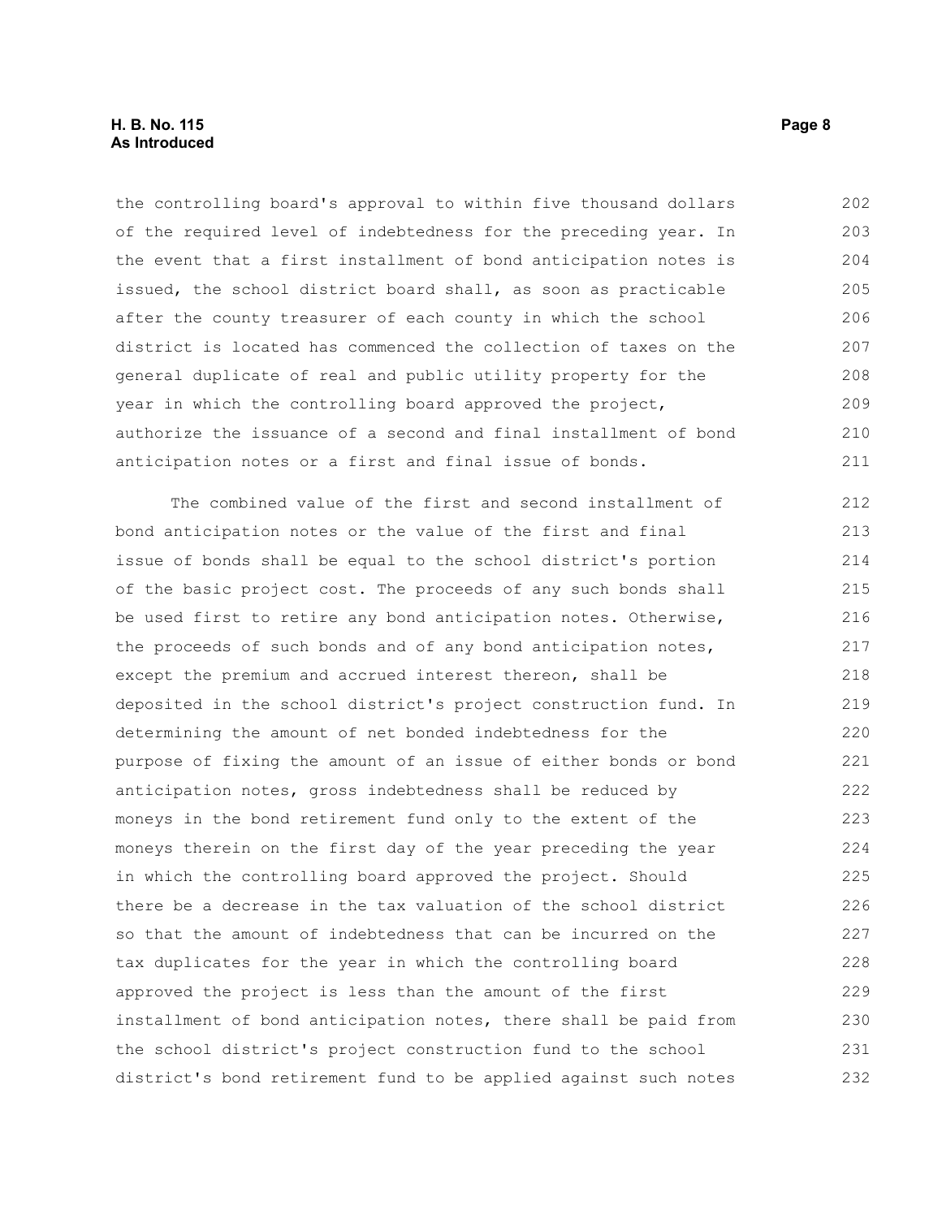the controlling board's approval to within five thousand dollars of the required level of indebtedness for the preceding year. In the event that a first installment of bond anticipation notes is issued, the school district board shall, as soon as practicable after the county treasurer of each county in which the school district is located has commenced the collection of taxes on the general duplicate of real and public utility property for the year in which the controlling board approved the project, authorize the issuance of a second and final installment of bond anticipation notes or a first and final issue of bonds.

The combined value of the first and second installment of bond anticipation notes or the value of the first and final issue of bonds shall be equal to the school district's portion of the basic project cost. The proceeds of any such bonds shall be used first to retire any bond anticipation notes. Otherwise, the proceeds of such bonds and of any bond anticipation notes, except the premium and accrued interest thereon, shall be deposited in the school district's project construction fund. In determining the amount of net bonded indebtedness for the purpose of fixing the amount of an issue of either bonds or bond anticipation notes, gross indebtedness shall be reduced by moneys in the bond retirement fund only to the extent of the moneys therein on the first day of the year preceding the year in which the controlling board approved the project. Should there be a decrease in the tax valuation of the school district so that the amount of indebtedness that can be incurred on the tax duplicates for the year in which the controlling board approved the project is less than the amount of the first installment of bond anticipation notes, there shall be paid from the school district's project construction fund to the school district's bond retirement fund to be applied against such notes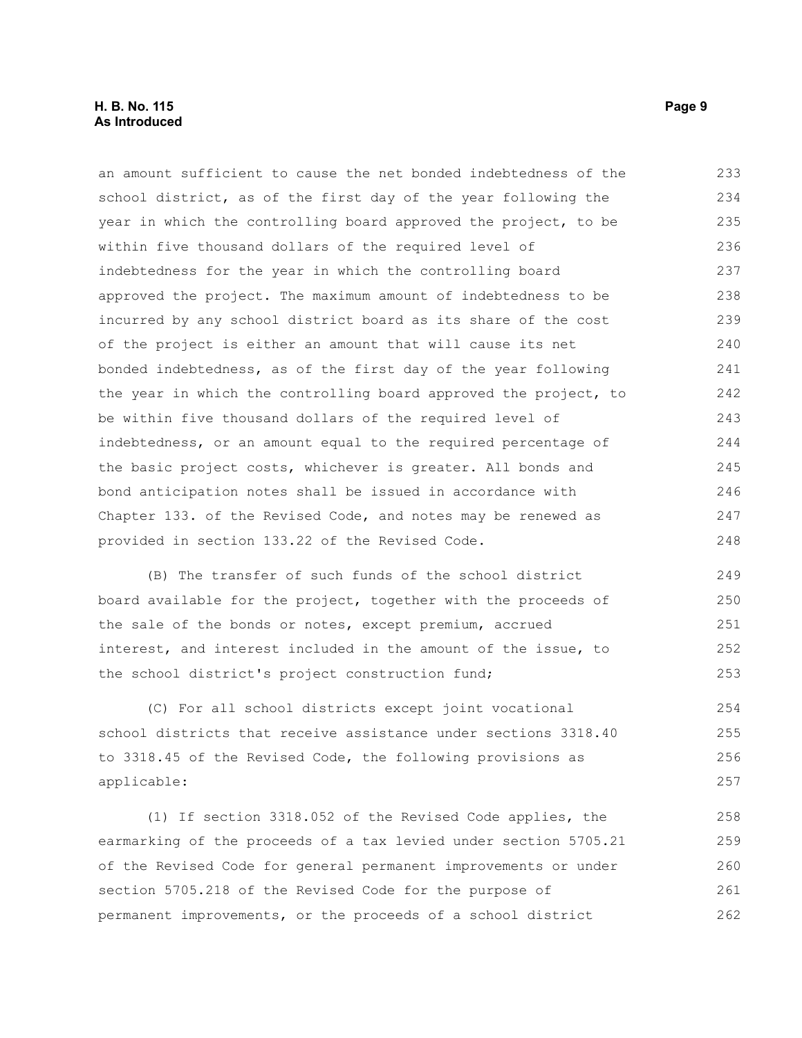an amount sufficient to cause the net bonded indebtedness of the school district, as of the first day of the year following the year in which the controlling board approved the project, to be within five thousand dollars of the required level of indebtedness for the year in which the controlling board approved the project. The maximum amount of indebtedness to be incurred by any school district board as its share of the cost of the project is either an amount that will cause its net bonded indebtedness, as of the first day of the year following the year in which the controlling board approved the project, to be within five thousand dollars of the required level of indebtedness, or an amount equal to the required percentage of the basic project costs, whichever is greater. All bonds and bond anticipation notes shall be issued in accordance with Chapter 133. of the Revised Code, and notes may be renewed as provided in section 133.22 of the Revised Code.

(B) The transfer of such funds of the school district board available for the project, together with the proceeds of the sale of the bonds or notes, except premium, accrued interest, and interest included in the amount of the issue, to the school district's project construction fund;

(C) For all school districts except joint vocational school districts that receive assistance under sections 3318.40 to 3318.45 of the Revised Code, the following provisions as applicable:

(1) If section 3318.052 of the Revised Code applies, the earmarking of the proceeds of a tax levied under section 5705.21 of the Revised Code for general permanent improvements or under section 5705.218 of the Revised Code for the purpose of permanent improvements, or the proceeds of a school district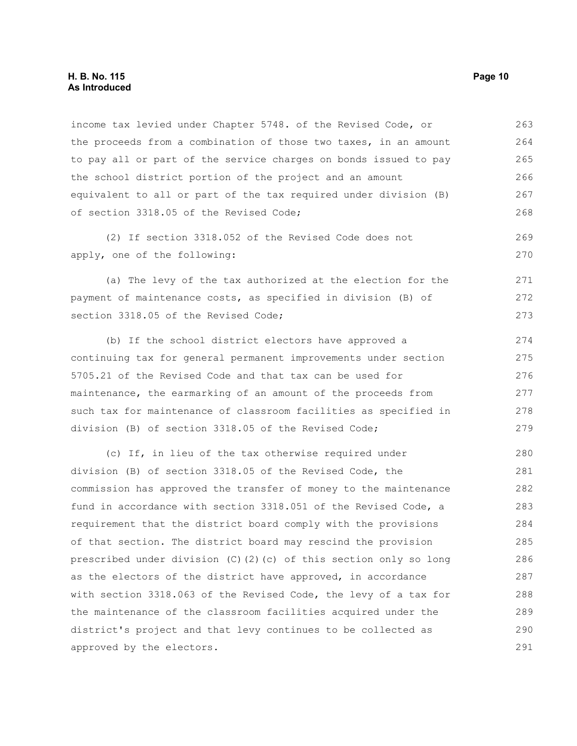income tax levied under Chapter 5748. of the Revised Code, or the proceeds from a combination of those two taxes, in an amount to pay all or part of the service charges on bonds issued to pay the school district portion of the project and an amount equivalent to all or part of the tax required under division (B) of section 3318.05 of the Revised Code;

(2) If section 3318.052 of the Revised Code does not apply, one of the following:

(a) The levy of the tax authorized at the election for the payment of maintenance costs, as specified in division (B) of section 3318.05 of the Revised Code;

(b) If the school district electors have approved a continuing tax for general permanent improvements under section 5705.21 of the Revised Code and that tax can be used for maintenance, the earmarking of an amount of the proceeds from such tax for maintenance of classroom facilities as specified in division (B) of section 3318.05 of the Revised Code;

(c) If, in lieu of the tax otherwise required under division (B) of section 3318.05 of the Revised Code, the commission has approved the transfer of money to the maintenance fund in accordance with section 3318.051 of the Revised Code, a requirement that the district board comply with the provisions of that section. The district board may rescind the provision prescribed under division (C)(2)(c) of this section only so long as the electors of the district have approved, in accordance with section 3318.063 of the Revised Code, the levy of a tax for the maintenance of the classroom facilities acquired under the district's project and that levy continues to be collected as approved by the electors.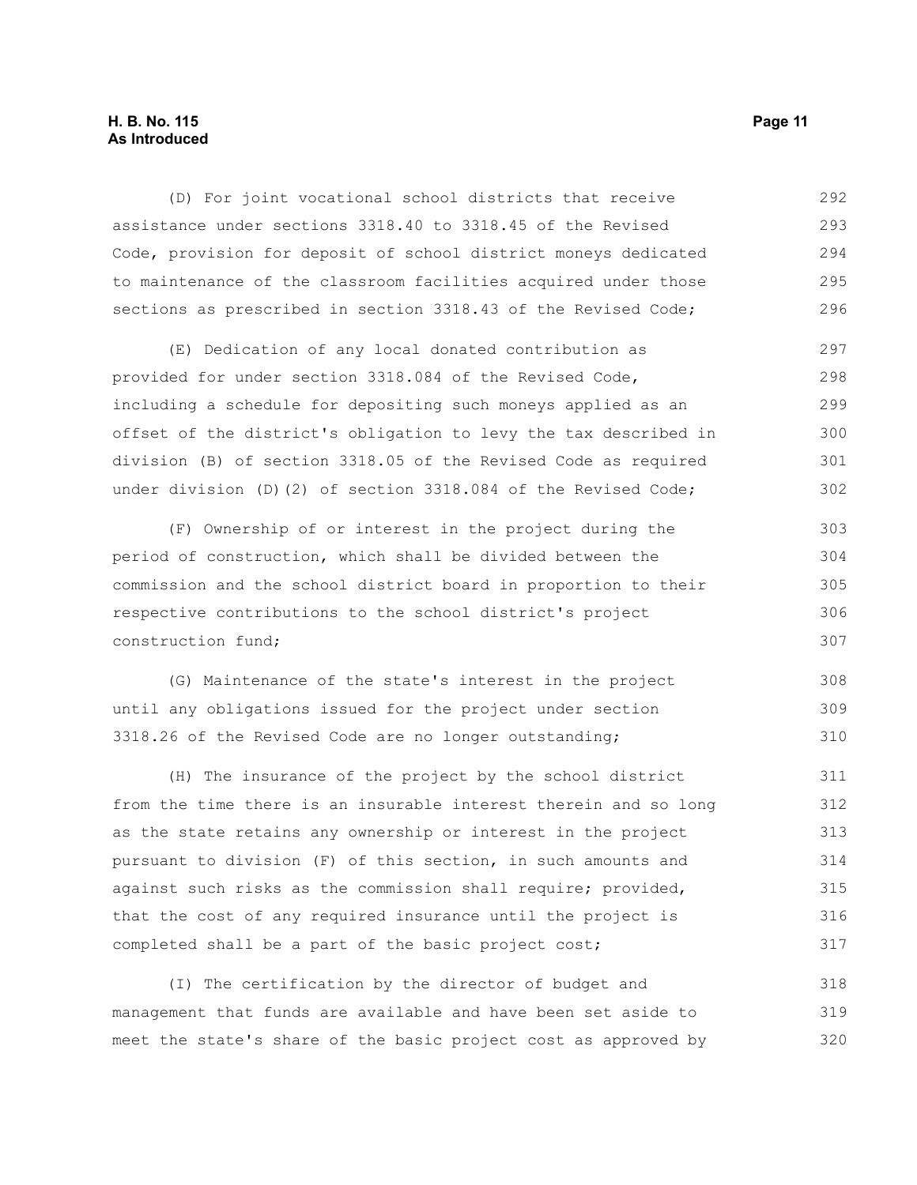(D) For joint vocational school districts that receive assistance under sections 3318.40 to 3318.45 of the Revised Code, provision for deposit of school district moneys dedicated to maintenance of the classroom facilities acquired under those sections as prescribed in section 3318.43 of the Revised Code;

(E) Dedication of any local donated contribution as provided for under section 3318.084 of the Revised Code, including a schedule for depositing such moneys applied as an offset of the district's obligation to levy the tax described in division (B) of section 3318.05 of the Revised Code as required under division (D)(2) of section 3318.084 of the Revised Code;

(F) Ownership of or interest in the project during the period of construction, which shall be divided between the commission and the school district board in proportion to their respective contributions to the school district's project construction fund;

(G) Maintenance of the state's interest in the project until any obligations issued for the project under section 3318.26 of the Revised Code are no longer outstanding;

(H) The insurance of the project by the school district from the time there is an insurable interest therein and so long as the state retains any ownership or interest in the project pursuant to division (F) of this section, in such amounts and against such risks as the commission shall require; provided, that the cost of any required insurance until the project is completed shall be a part of the basic project cost;

(I) The certification by the director of budget and management that funds are available and have been set aside to meet the state's share of the basic project cost as approved by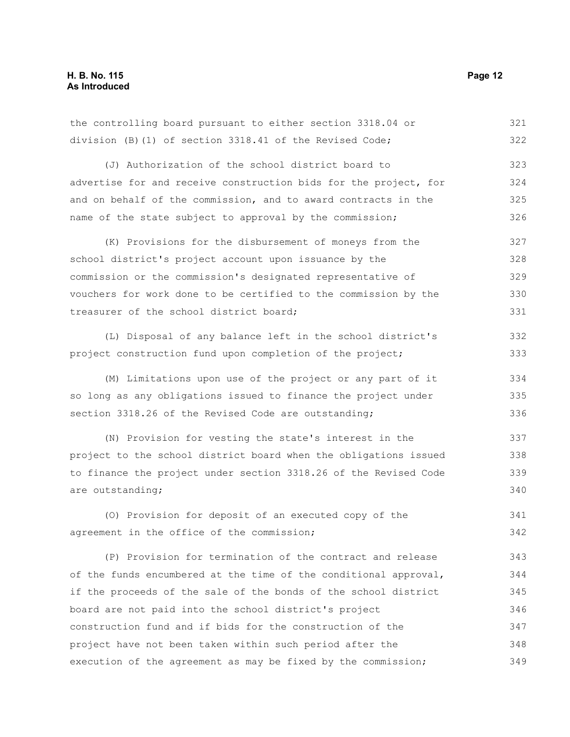the controlling board pursuant to either section 3318.04 or division (B)(1) of section 3318.41 of the Revised Code;

(J) Authorization of the school district board to advertise for and receive construction bids for the project, for and on behalf of the commission, and to award contracts in the name of the state subject to approval by the commission;

(K) Provisions for the disbursement of moneys from the school district's project account upon issuance by the commission or the commission's designated representative of vouchers for work done to be certified to the commission by the treasurer of the school district board;

(L) Disposal of any balance left in the school district's project construction fund upon completion of the project;

(M) Limitations upon use of the project or any part of it so long as any obligations issued to finance the project under section 3318.26 of the Revised Code are outstanding;

(N) Provision for vesting the state's interest in the project to the school district board when the obligations issued to finance the project under section 3318.26 of the Revised Code are outstanding;

(O) Provision for deposit of an executed copy of the agreement in the office of the commission;

(P) Provision for termination of the contract and release of the funds encumbered at the time of the conditional approval, if the proceeds of the sale of the bonds of the school district board are not paid into the school district's project construction fund and if bids for the construction of the project have not been taken within such period after the execution of the agreement as may be fixed by the commission;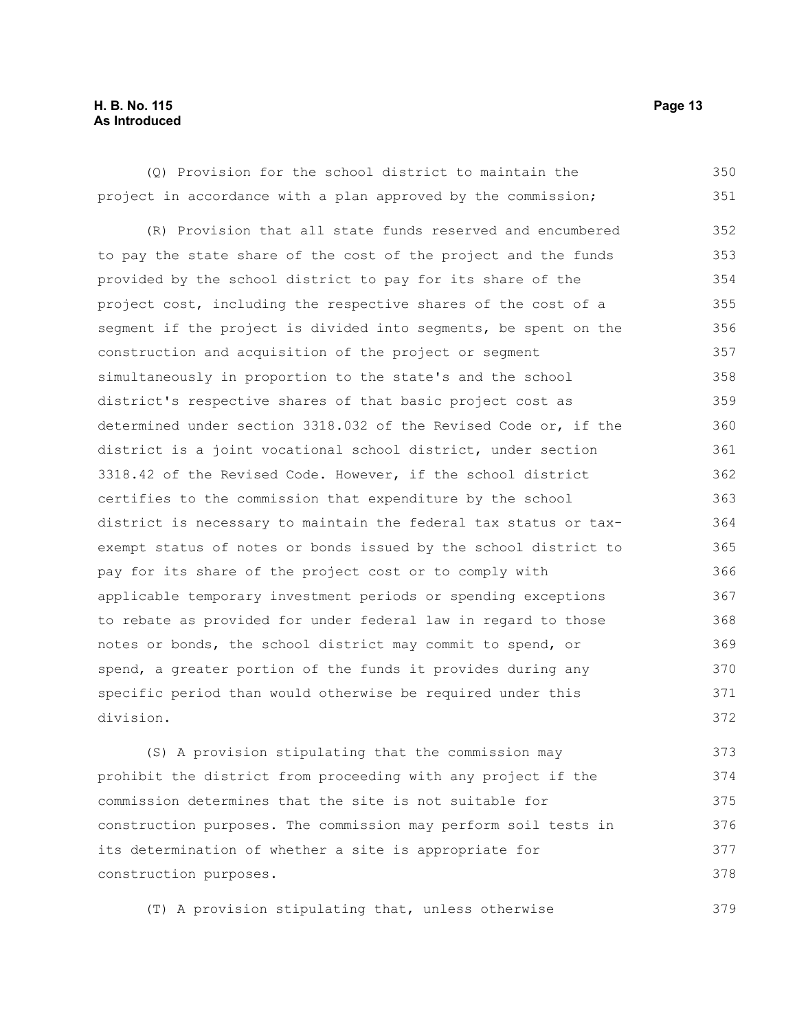(Q) Provision for the school district to maintain the project in accordance with a plan approved by the commission;

(R) Provision that all state funds reserved and encumbered to pay the state share of the cost of the project and the funds provided by the school district to pay for its share of the project cost, including the respective shares of the cost of a segment if the project is divided into segments, be spent on the construction and acquisition of the project or segment simultaneously in proportion to the state's and the school district's respective shares of that basic project cost as determined under section 3318.032 of the Revised Code or, if the district is a joint vocational school district, under section 3318.42 of the Revised Code. However, if the school district certifies to the commission that expenditure by the school district is necessary to maintain the federal tax status or tax-exempt status of notes or bonds issued by the school district to pay for its share of the project cost or to comply with applicable temporary investment periods or spending exceptions to rebate as provided for under federal law in regard to those notes or bonds, the school district may commit to spend, or spend, a greater portion of the funds it provides during any specific period than would otherwise be required under this division.

(S) A provision stipulating that the commission may prohibit the district from proceeding with any project if the commission determines that the site is not suitable for construction purposes. The commission may perform soil tests in its determination of whether a site is appropriate for construction purposes.

(T) A provision stipulating that, unless otherwise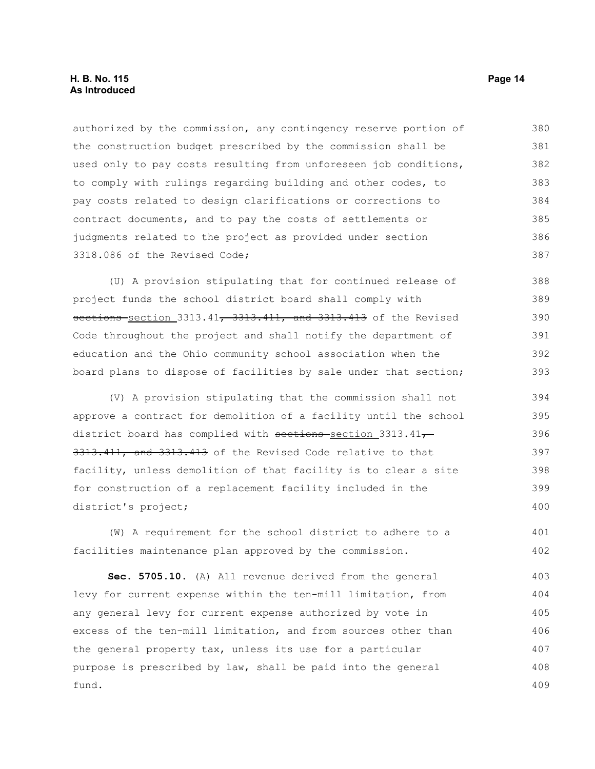authorized by the commission, any contingency reserve portion of the construction budget prescribed by the commission shall be used only to pay costs resulting from unforeseen job conditions, to comply with rulings regarding building and other codes, to pay costs related to design clarifications or corrections to contract documents, and to pay the costs of settlements or judgments related to the project as provided under section 3318.086 of the Revised Code;

(U) A provision stipulating that for continued release of project funds the school district board shall comply with ~~sections~~ <u>section</u> 3313.41~~, 3313.411, and 3313.413~~ of the Revised Code throughout the project and shall notify the department of education and the Ohio community school association when the board plans to dispose of facilities by sale under that section;

(V) A provision stipulating that the commission shall not approve a contract for demolition of a facility until the school district board has complied with ~~sections~~ <u>section</u> 3313.41~~, 3313.411, and 3313.413~~ of the Revised Code relative to that facility, unless demolition of that facility is to clear a site for construction of a replacement facility included in the district's project;

(W) A requirement for the school district to adhere to a facilities maintenance plan approved by the commission.

**Sec. 5705.10.** (A) All revenue derived from the general levy for current expense within the ten-mill limitation, from any general levy for current expense authorized by vote in excess of the ten-mill limitation, and from sources other than the general property tax, unless its use for a particular purpose is prescribed by law, shall be paid into the general fund.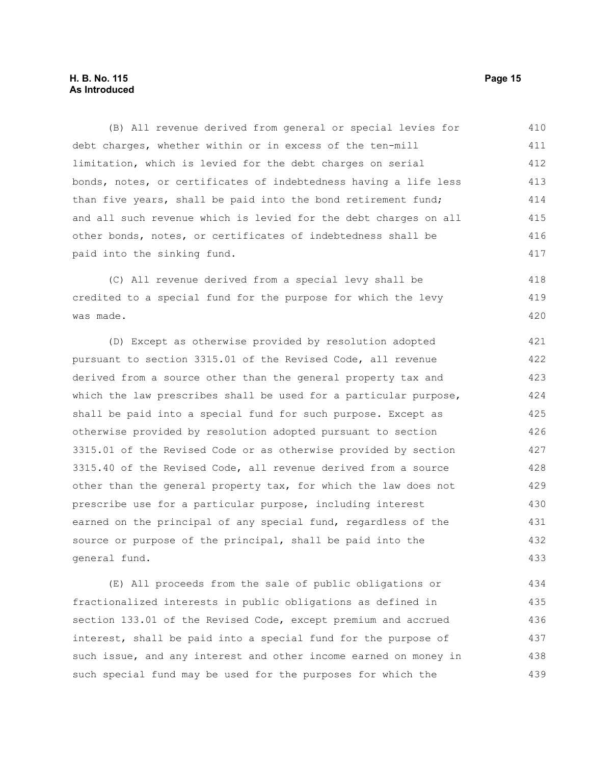(B) All revenue derived from general or special levies for debt charges, whether within or in excess of the ten-mill limitation, which is levied for the debt charges on serial bonds, notes, or certificates of indebtedness having a life less than five years, shall be paid into the bond retirement fund; and all such revenue which is levied for the debt charges on all other bonds, notes, or certificates of indebtedness shall be paid into the sinking fund.

(C) All revenue derived from a special levy shall be credited to a special fund for the purpose for which the levy was made.

(D) Except as otherwise provided by resolution adopted pursuant to section 3315.01 of the Revised Code, all revenue derived from a source other than the general property tax and which the law prescribes shall be used for a particular purpose, shall be paid into a special fund for such purpose. Except as otherwise provided by resolution adopted pursuant to section 3315.01 of the Revised Code or as otherwise provided by section 3315.40 of the Revised Code, all revenue derived from a source other than the general property tax, for which the law does not prescribe use for a particular purpose, including interest earned on the principal of any special fund, regardless of the source or purpose of the principal, shall be paid into the general fund.

(E) All proceeds from the sale of public obligations or fractionalized interests in public obligations as defined in section 133.01 of the Revised Code, except premium and accrued interest, shall be paid into a special fund for the purpose of such issue, and any interest and other income earned on money in such special fund may be used for the purposes for which the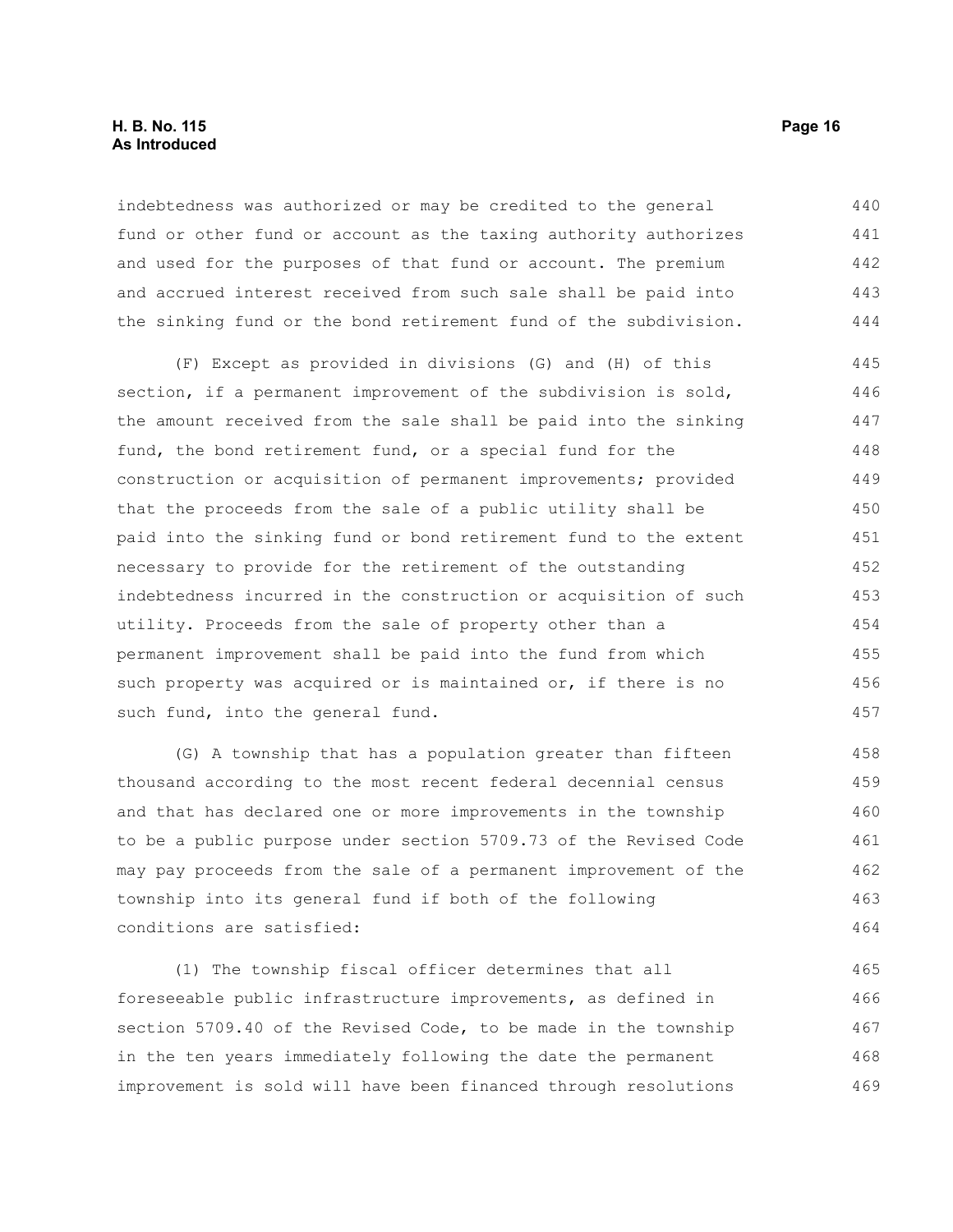indebtedness was authorized or may be credited to the general fund or other fund or account as the taxing authority authorizes and used for the purposes of that fund or account. The premium and accrued interest received from such sale shall be paid into the sinking fund or the bond retirement fund of the subdivision.

(F) Except as provided in divisions (G) and (H) of this section, if a permanent improvement of the subdivision is sold, the amount received from the sale shall be paid into the sinking fund, the bond retirement fund, or a special fund for the construction or acquisition of permanent improvements; provided that the proceeds from the sale of a public utility shall be paid into the sinking fund or bond retirement fund to the extent necessary to provide for the retirement of the outstanding indebtedness incurred in the construction or acquisition of such utility. Proceeds from the sale of property other than a permanent improvement shall be paid into the fund from which such property was acquired or is maintained or, if there is no such fund, into the general fund.

(G) A township that has a population greater than fifteen thousand according to the most recent federal decennial census and that has declared one or more improvements in the township to be a public purpose under section 5709.73 of the Revised Code may pay proceeds from the sale of a permanent improvement of the township into its general fund if both of the following conditions are satisfied:

(1) The township fiscal officer determines that all foreseeable public infrastructure improvements, as defined in section 5709.40 of the Revised Code, to be made in the township in the ten years immediately following the date the permanent improvement is sold will have been financed through resolutions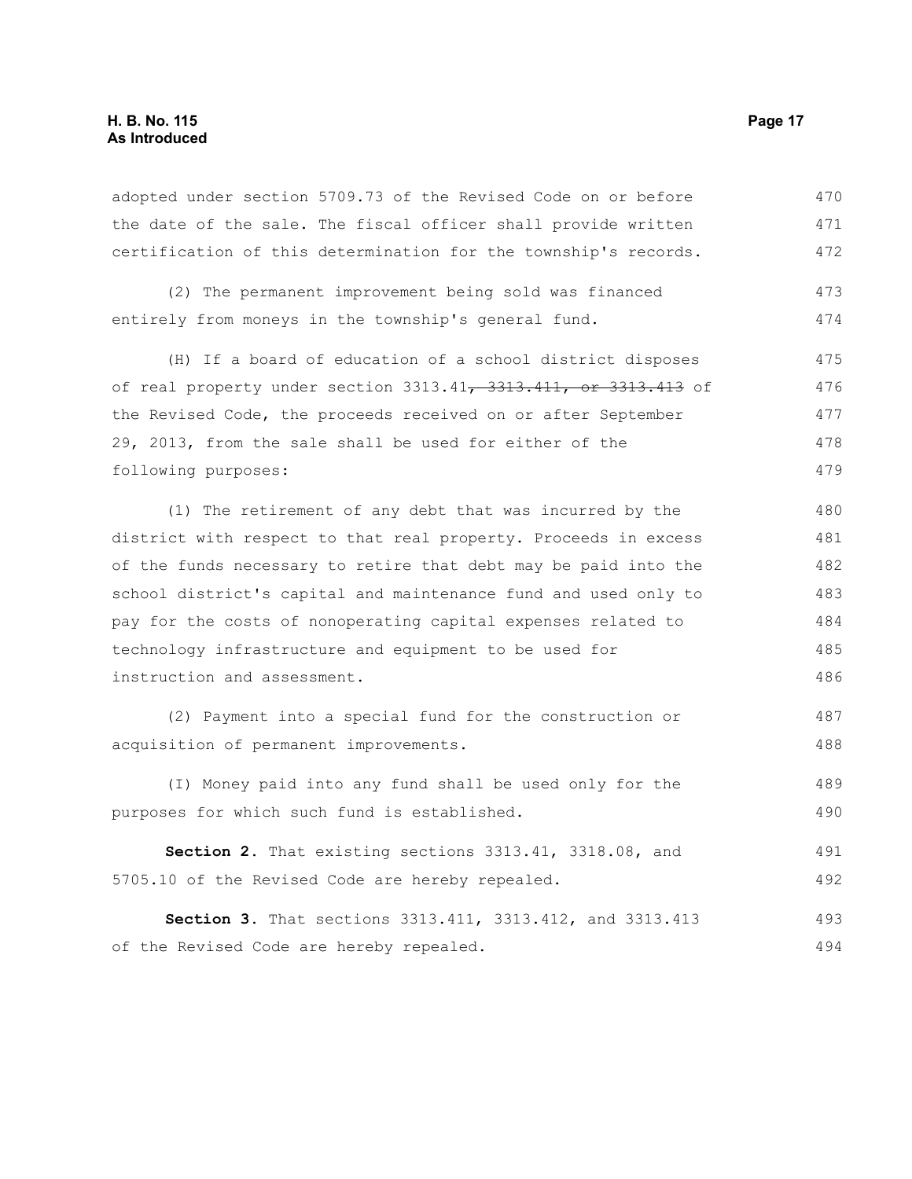adopted under section 5709.73 of the Revised Code on or before the date of the sale. The fiscal officer shall provide written certification of this determination for the township's records.

(2) The permanent improvement being sold was financed entirely from moneys in the township's general fund.

(H) If a board of education of a school district disposes of real property under section 3313.41~~, 3313.411, or 3313.413~~ of the Revised Code, the proceeds received on or after September 29, 2013, from the sale shall be used for either of the following purposes:

(1) The retirement of any debt that was incurred by the district with respect to that real property. Proceeds in excess of the funds necessary to retire that debt may be paid into the school district's capital and maintenance fund and used only to pay for the costs of nonoperating capital expenses related to technology infrastructure and equipment to be used for instruction and assessment.

(2) Payment into a special fund for the construction or acquisition of permanent improvements.

(I) Money paid into any fund shall be used only for the purposes for which such fund is established.

**Section 2.** That existing sections 3313.41, 3318.08, and 5705.10 of the Revised Code are hereby repealed.

**Section 3.** That sections 3313.411, 3313.412, and 3313.413 of the Revised Code are hereby repealed.